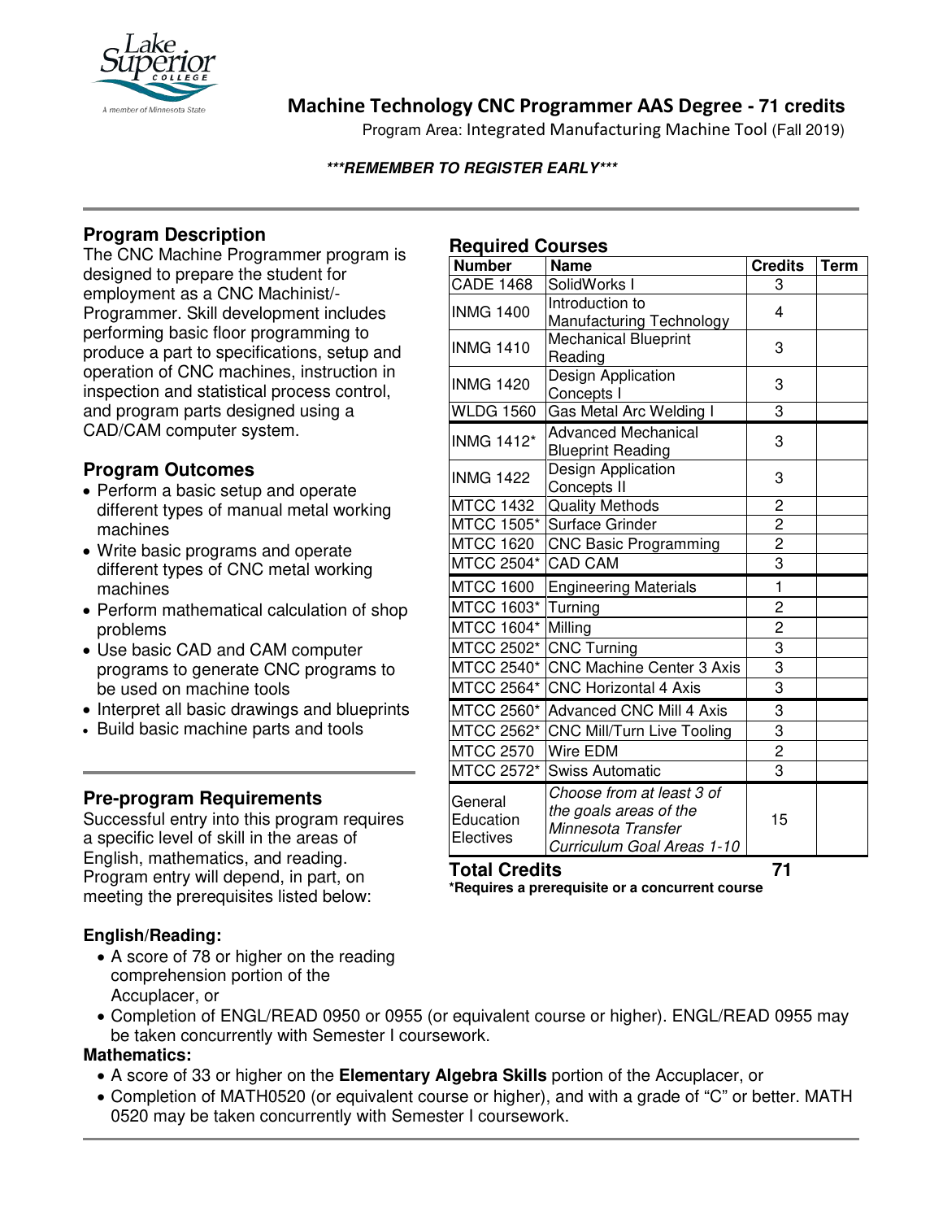# Machine Technology CNC Programmer AAS Degree - 71 credits

Program Area: Integrated Manufacturing Machine Tool (Fall 2019)

***\*\*\*REMEMBER TO REGISTER EARLY\*\*\****

## Program Description

The CNC Machine Programmer program is designed to prepare the student for employment as a CNC Machinist/-Programmer. Skill development includes performing basic floor programming to produce a part to specifications, setup and operation of CNC machines, instruction in inspection and statistical process control, and program parts designed using a CAD/CAM computer system.

## Program Outcomes

- Perform a basic setup and operate different types of manual metal working machines
- Write basic programs and operate different types of CNC metal working machines
- Perform mathematical calculation of shop problems
- Use basic CAD and CAM computer programs to generate CNC programs to be used on machine tools
- Interpret all basic drawings and blueprints
- Build basic machine parts and tools

## Pre-program Requirements

Successful entry into this program requires a specific level of skill in the areas of English, mathematics, and reading. Program entry will depend, in part, on meeting the prerequisites listed below:

### English/Reading:

- A score of 78 or higher on the reading comprehension portion of the Accuplacer, or
- Completion of ENGL/READ 0950 or 0955 (or equivalent course or higher). ENGL/READ 0955 may be taken concurrently with Semester I coursework.

### Mathematics:

- A score of 33 or higher on the **Elementary Algebra Skills** portion of the Accuplacer, or
- Completion of MATH0520 (or equivalent course or higher), and with a grade of "C" or better. MATH 0520 may be taken concurrently with Semester I coursework.

## Required Courses

| Number | Name | Credits | Term |
|---|---|---|---|
| CADE 1468 | SolidWorks I | 3 | |
| INMG 1400 | Introduction to Manufacturing Technology | 4 | |
| INMG 1410 | Mechanical Blueprint Reading | 3 | |
| INMG 1420 | Design Application Concepts I | 3 | |
| WLDG 1560 | Gas Metal Arc Welding I | 3 | |
| INMG 1412* | Advanced Mechanical Blueprint Reading | 3 | |
| INMG 1422 | Design Application Concepts II | 3 | |
| MTCC 1432 | Quality Methods | 2 | |
| MTCC 1505* | Surface Grinder | 2 | |
| MTCC 1620 | CNC Basic Programming | 2 | |
| MTCC 2504* | CAD CAM | 3 | |
| MTCC 1600 | Engineering Materials | 1 | |
| MTCC 1603* | Turning | 2 | |
| MTCC 1604* | Milling | 2 | |
| MTCC 2502* | CNC Turning | 3 | |
| MTCC 2540* | CNC Machine Center 3 Axis | 3 | |
| MTCC 2564* | CNC Horizontal 4 Axis | 3 | |
| MTCC 2560* | Advanced CNC Mill 4 Axis | 3 | |
| MTCC 2562* | CNC Mill/Turn Live Tooling | 3 | |
| MTCC 2570 | Wire EDM | 2 | |
| MTCC 2572* | Swiss Automatic | 3 | |
| General Education Electives | *Choose from at least 3 of the goals areas of the Minnesota Transfer Curriculum Goal Areas 1-10* | 15 | |
| **Total Credits** | | **71** | |

**\*Requires a prerequisite or a concurrent course**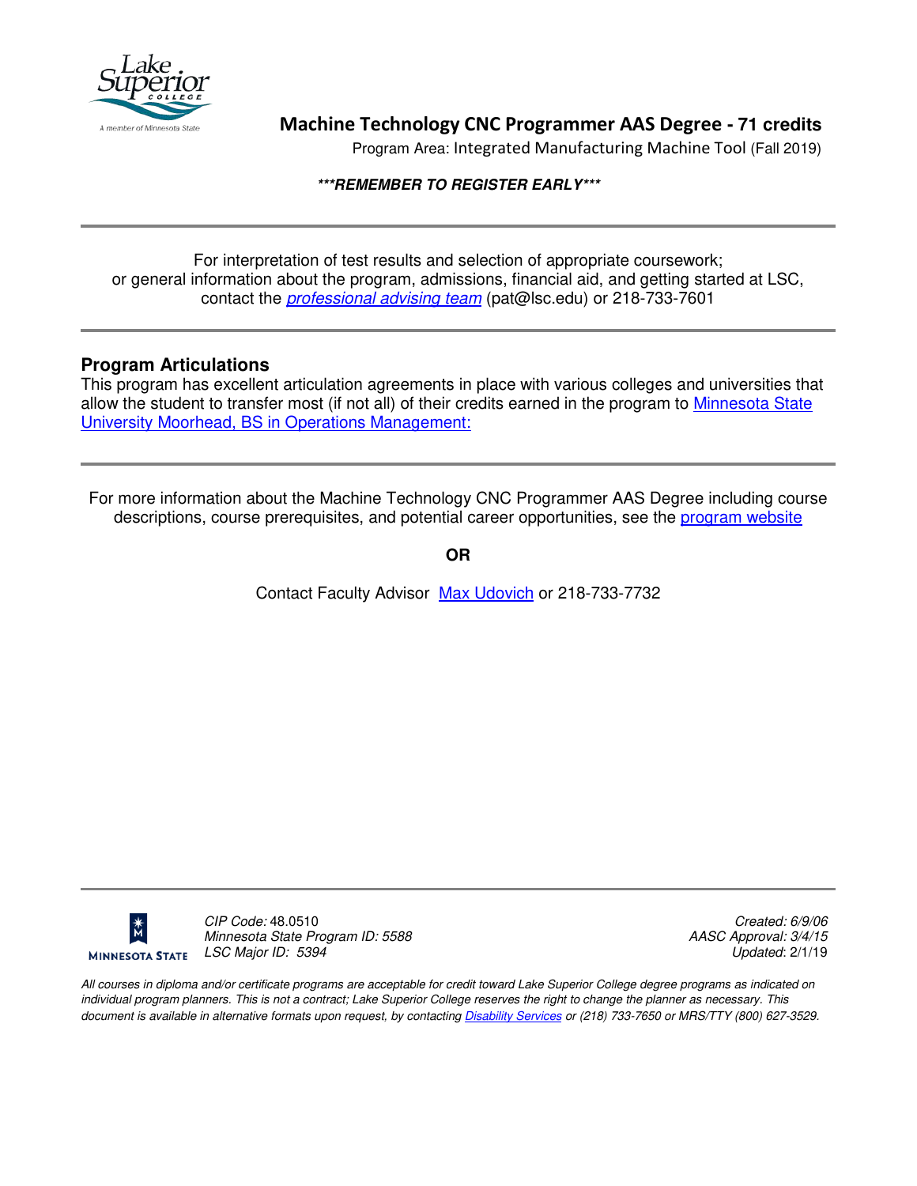## Machine Technology CNC Programmer AAS Degree - 71 credits

Program Area: Integrated Manufacturing Machine Tool (Fall 2019)

***\*\*\*REMEMBER TO REGISTER EARLY\*\*\****

---

For interpretation of test results and selection of appropriate coursework; or general information about the program, admissions, financial aid, and getting started at LSC, contact the *professional advising team* (pat@lsc.edu) or 218-733-7601

---

### Program Articulations

This program has excellent articulation agreements in place with various colleges and universities that allow the student to transfer most (if not all) of their credits earned in the program to Minnesota State University Moorhead, BS in Operations Management:

---

For more information about the Machine Technology CNC Programmer AAS Degree including course descriptions, course prerequisites, and potential career opportunities, see the program website

**OR**

Contact Faculty Advisor Max Udovich or 218-733-7732

---

*CIP Code:* 48.0510
*Minnesota State Program ID: 5588*
*LSC Major ID: 5394*

*Created: 6/9/06*
*AASC Approval: 3/4/15*
*Updated*: 2/1/19

*All courses in diploma and/or certificate programs are acceptable for credit toward Lake Superior College degree programs as indicated on individual program planners. This is not a contract; Lake Superior College reserves the right to change the planner as necessary. This document is available in alternative formats upon request, by contacting Disability Services or (218) 733-7650 or MRS/TTY (800) 627-3529.*